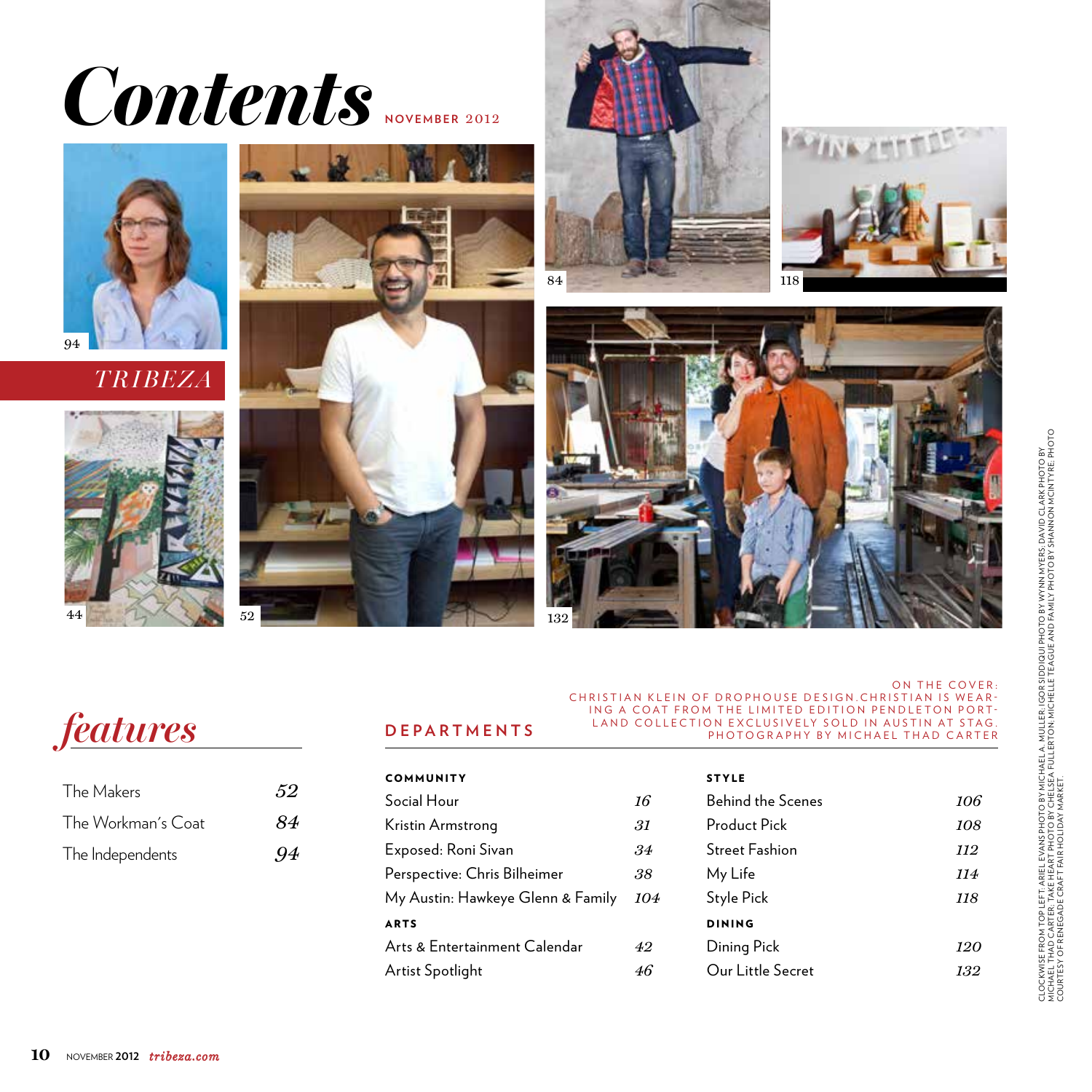# Contents

NOVEMBER 2012

94

TRIBEZA

44

52

84

118

132

ON THE COVER: CHRISTIAN KLEIN OF DROPHOUSE DESIGN. CHRISTIAN IS WEARING A COAT FROM THE LIMITED EDITION PENDLETON PORTLAND COLLECTION EXCLUSIVELY SOLD IN AUSTIN AT STAG. PHOTOGRAPHY BY MICHAEL THAD CARTER

## features

| | |
|---|---|
| The Makers | *52* |
| The Workman's Coat | *84* |
| The Independents | *94* |

## DEPARTMENTS

**COMMUNITY**

| | |
|---|---|
| Social Hour | *16* |
| Kristin Armstrong | *31* |
| Exposed: Roni Sivan | *34* |
| Perspective: Chris Bilheimer | *38* |
| My Austin: Hawkeye Glenn & Family | *104* |

**ARTS**

| | |
|---|---|
| Arts & Entertainment Calendar | *42* |
| Artist Spotlight | *46* |

**STYLE**

| | |
|---|---|
| Behind the Scenes | *106* |
| Product Pick | *108* |
| Street Fashion | *112* |
| My Life | *114* |
| Style Pick | *118* |

**DINING**

| | |
|---|---|
| Dining Pick | *120* |
| Our Little Secret | *132* |

CLOCKWISE FROM TOP LEFT: ARIEL EVANS PHOTO BY MICHAEL A. MULLER; IGOR SIDDIQUI PHOTO BY WYNN MYERS; DAVID CLARK PHOTO BY MICHAEL THAD CARTER; TAKE HEART PHOTO BY CHELSEA FULLERTON; MICHELLE TEAGUE AND FAMILY PHOTO BY SHANNON MCINTYRE; PHOTO COURTESY OF RENEGADE CRAFT FAIR HOLIDAY MARKET.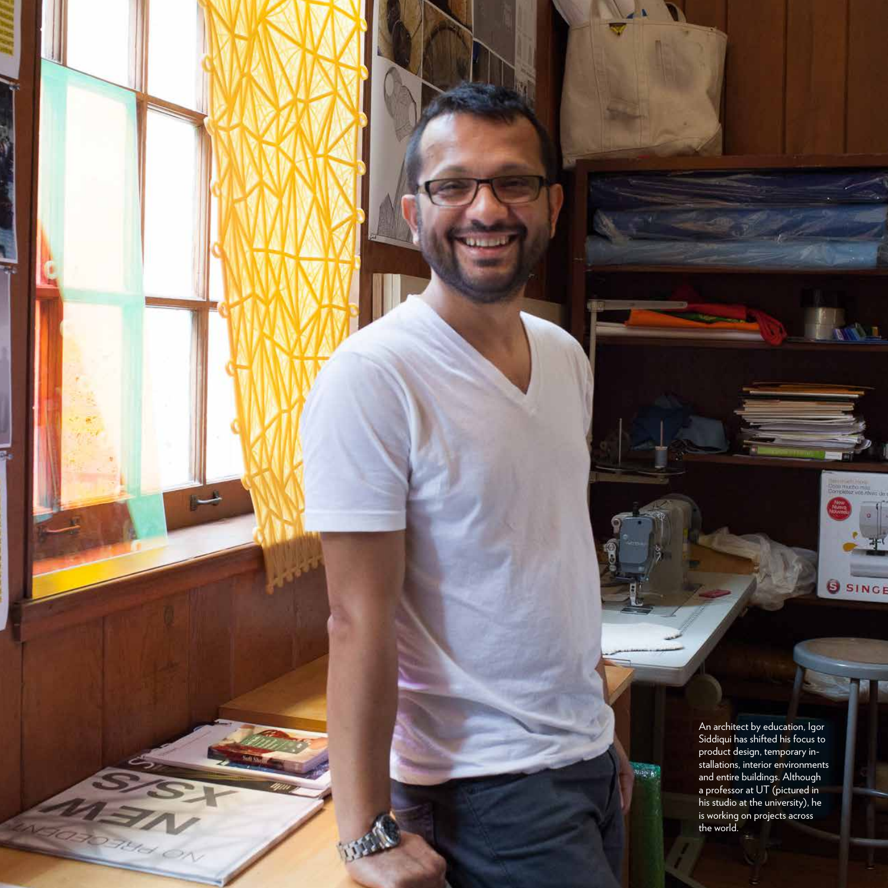An architect by education, Igor Siddiqui has shifted his focus to product design, temporary installations, interior environments and entire buildings. Although a professor at UT (pictured in his studio at the university), he is working on projects across the world.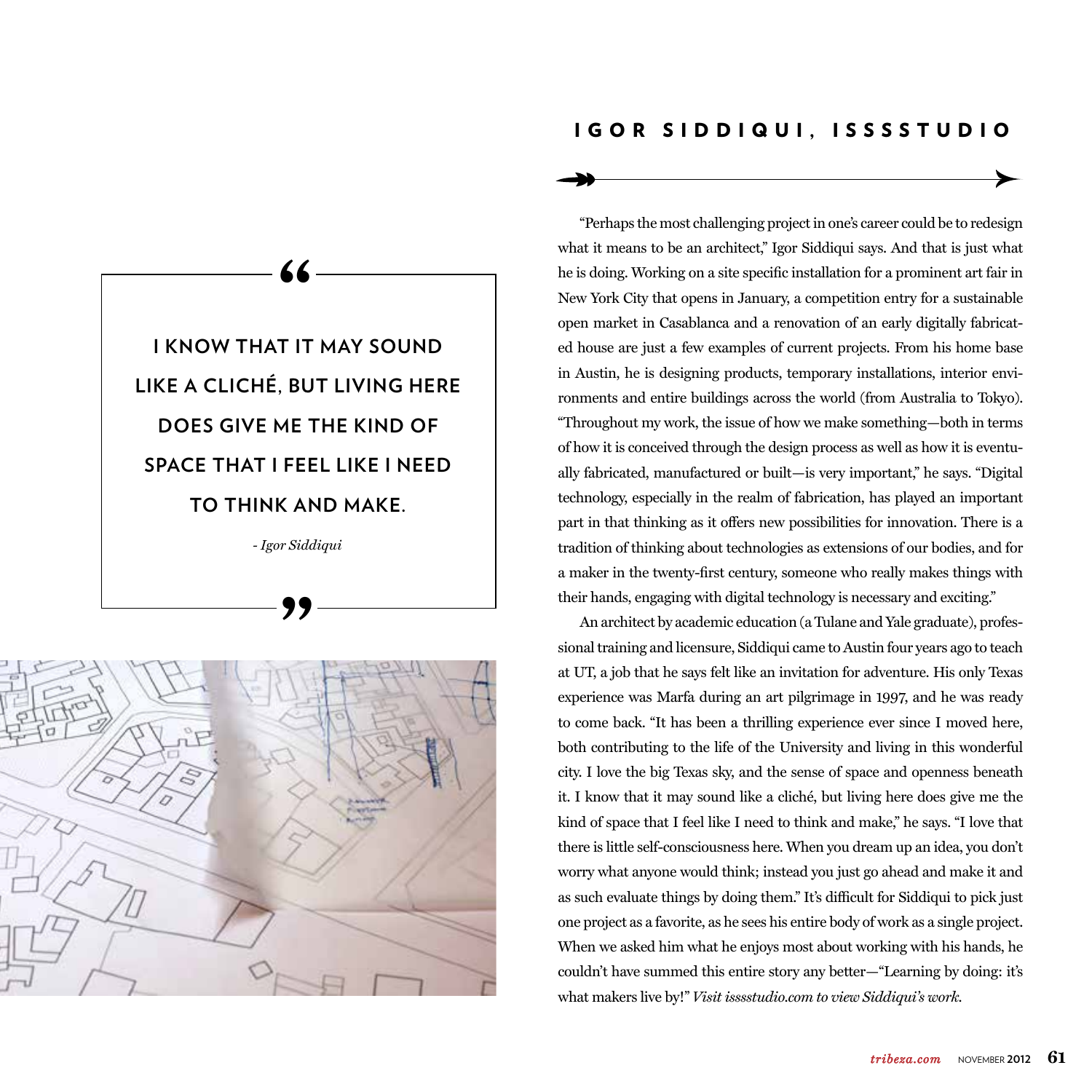## IGOR SIDDIQUI, ISSSSTUDIO

> **I KNOW THAT IT MAY SOUND LIKE A CLICHÉ, BUT LIVING HERE DOES GIVE ME THE KIND OF SPACE THAT I FEEL LIKE I NEED TO THINK AND MAKE.**
>
> *- Igor Siddiqui*

"Perhaps the most challenging project in one's career could be to redesign what it means to be an architect," Igor Siddiqui says. And that is just what he is doing. Working on a site specific installation for a prominent art fair in New York City that opens in January, a competition entry for a sustainable open market in Casablanca and a renovation of an early digitally fabricated house are just a few examples of current projects. From his home base in Austin, he is designing products, temporary installations, interior environments and entire buildings across the world (from Australia to Tokyo). "Throughout my work, the issue of how we make something—both in terms of how it is conceived through the design process as well as how it is eventually fabricated, manufactured or built—is very important," he says. "Digital technology, especially in the realm of fabrication, has played an important part in that thinking as it offers new possibilities for innovation. There is a tradition of thinking about technologies as extensions of our bodies, and for a maker in the twenty-first century, someone who really makes things with their hands, engaging with digital technology is necessary and exciting."

An architect by academic education (a Tulane and Yale graduate), professional training and licensure, Siddiqui came to Austin four years ago to teach at UT, a job that he says felt like an invitation for adventure. His only Texas experience was Marfa during an art pilgrimage in 1997, and he was ready to come back. "It has been a thrilling experience ever since I moved here, both contributing to the life of the University and living in this wonderful city. I love the big Texas sky, and the sense of space and openness beneath it. I know that it may sound like a cliché, but living here does give me the kind of space that I feel like I need to think and make," he says. "I love that there is little self-consciousness here. When you dream up an idea, you don't worry what anyone would think; instead you just go ahead and make it and as such evaluate things by doing them." It's difficult for Siddiqui to pick just one project as a favorite, as he sees his entire body of work as a single project. When we asked him what he enjoys most about working with his hands, he couldn't have summed this entire story any better—"Learning by doing: it's what makers live by!" *Visit isssstudio.com to view Siddiqui's work.*